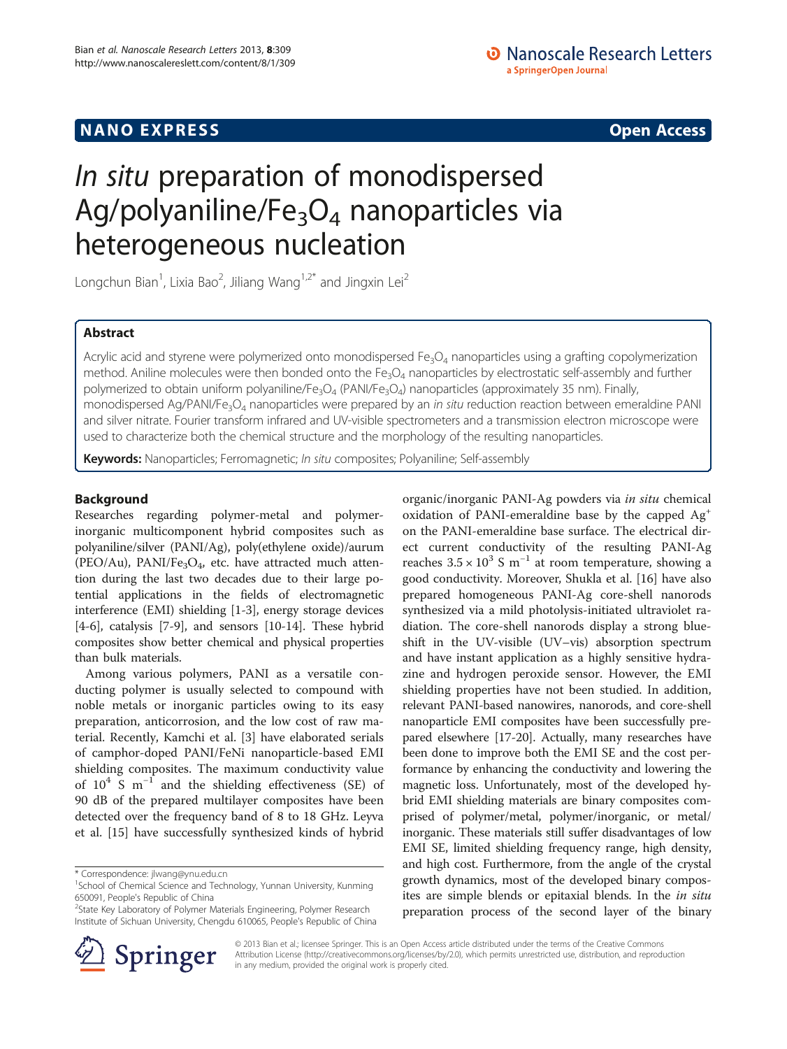NANO EXPRESS Open Access

# *In situ* preparation of monodispersed Ag/polyaniline/$Fe_3O_4$ nanoparticles via heterogeneous nucleation

Longchun Bian[1], Lixia Bao[2], Jiliang Wang[1,2*] and Jingxin Lei[2]

## Abstract

Acrylic acid and styrene were polymerized onto monodispersed $Fe_3O_4$ nanoparticles using a grafting copolymerization method. Aniline molecules were then bonded onto the $Fe_3O_4$ nanoparticles by electrostatic self-assembly and further polymerized to obtain uniform polyaniline/$Fe_3O_4$ (PANI/$Fe_3O_4$) nanoparticles (approximately 35 nm). Finally, monodispersed Ag/PANI/$Fe_3O_4$ nanoparticles were prepared by an *in situ* reduction reaction between emeraldine PANI and silver nitrate. Fourier transform infrared and UV-visible spectrometers and a transmission electron microscope were used to characterize both the chemical structure and the morphology of the resulting nanoparticles.

**Keywords:** Nanoparticles; Ferromagnetic; *In situ* composites; Polyaniline; Self-assembly

## Background

Researches regarding polymer-metal and polymer-inorganic multicomponent hybrid composites such as polyaniline/silver (PANI/Ag), poly(ethylene oxide)/aurum (PEO/Au), PANI/$Fe_3O_4$, etc. have attracted much attention during the last two decades due to their large potential applications in the fields of electromagnetic interference (EMI) shielding [1-3], energy storage devices [4-6], catalysis [7-9], and sensors [10-14]. These hybrid composites show better chemical and physical properties than bulk materials.

Among various polymers, PANI as a versatile conducting polymer is usually selected to compound with noble metals or inorganic particles owing to its easy preparation, anticorrosion, and the low cost of raw material. Recently, Kamchi et al. [3] have elaborated serials of camphor-doped PANI/FeNi nanoparticle-based EMI shielding composites. The maximum conductivity value of $10^4$ S $m^{-1}$ and the shielding effectiveness (SE) of 90 dB of the prepared multilayer composites have been detected over the frequency band of 8 to 18 GHz. Leyva et al. [15] have successfully synthesized kinds of hybrid organic/inorganic PANI-Ag powders via *in situ* chemical oxidation of PANI-emeraldine base by the capped $Ag^+$ on the PANI-emeraldine base surface. The electrical direct current conductivity of the resulting PANI-Ag reaches $3.5 \times 10^3$ S $m^{-1}$ at room temperature, showing a good conductivity. Moreover, Shukla et al. [16] have also prepared homogeneous PANI-Ag core-shell nanorods synthesized via a mild photolysis-initiated ultraviolet radiation. The core-shell nanorods display a strong blue-shift in the UV-visible (UV–vis) absorption spectrum and have instant application as a highly sensitive hydrazine and hydrogen peroxide sensor. However, the EMI shielding properties have not been studied. In addition, relevant PANI-based nanowires, nanorods, and core-shell nanoparticle EMI composites have been successfully prepared elsewhere [17-20]. Actually, many researches have been done to improve both the EMI SE and the cost performance by enhancing the conductivity and lowering the magnetic loss. Unfortunately, most of the developed hybrid EMI shielding materials are binary composites comprised of polymer/metal, polymer/inorganic, or metal/inorganic. These materials still suffer disadvantages of low EMI SE, limited shielding frequency range, high density, and high cost. Furthermore, from the angle of the crystal growth dynamics, most of the developed binary composites are simple blends or epitaxial blends. In the *in situ* preparation process of the second layer of the binary

\* Correspondence: jlwang@ynu.edu.cn
[1]School of Chemical Science and Technology, Yunnan University, Kunming 650091, People's Republic of China
[2]State Key Laboratory of Polymer Materials Engineering, Polymer Research Institute of Sichuan University, Chengdu 610065, People's Republic of China

© 2013 Bian et al.; licensee Springer. This is an Open Access article distributed under the terms of the Creative Commons Attribution License (http://creativecommons.org/licenses/by/2.0), which permits unrestricted use, distribution, and reproduction in any medium, provided the original work is properly cited.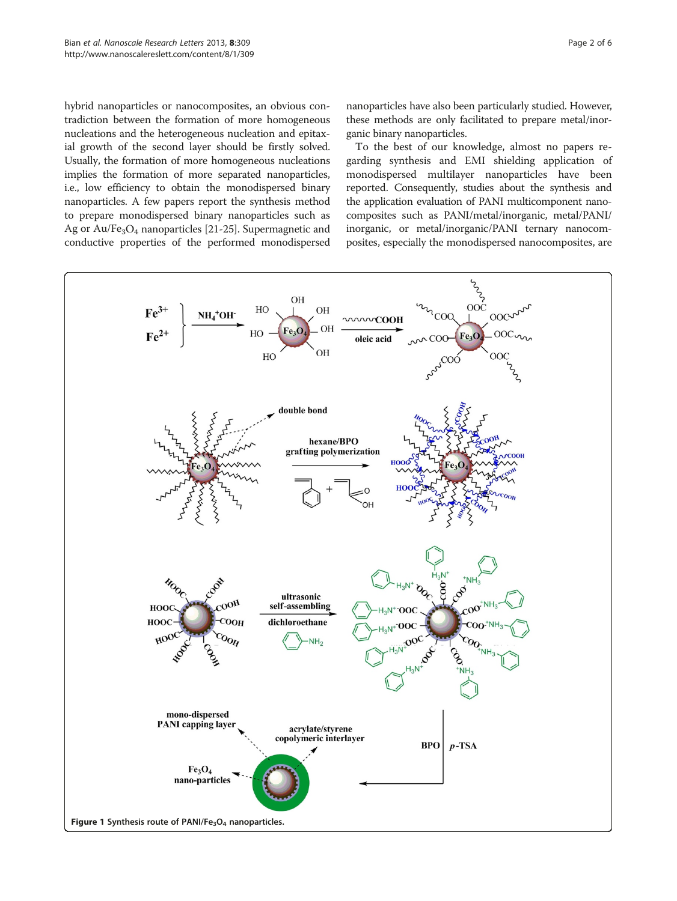hybrid nanoparticles or nanocomposites, an obvious contradiction between the formation of more homogeneous nucleations and the heterogeneous nucleation and epitaxial growth of the second layer should be firstly solved. Usually, the formation of more homogeneous nucleations implies the formation of more separated nanoparticles, i.e., low efficiency to obtain the monodispersed binary nanoparticles. A few papers report the synthesis method to prepare monodispersed binary nanoparticles such as Ag or Au/$Fe_3O_4$ nanoparticles [21-25]. Supermagnetic and conductive properties of the performed monodispersed nanoparticles have also been particularly studied. However, these methods are only facilitated to prepare metal/inorganic binary nanoparticles.

To the best of our knowledge, almost no papers regarding synthesis and EMI shielding application of monodispersed multilayer nanoparticles have been reported. Consequently, studies about the synthesis and the application evaluation of PANI multicomponent nanocomposites such as PANI/metal/inorganic, metal/PANI/inorganic, or metal/inorganic/PANI ternary nanocomposites, especially the monodispersed nanocomposites, are

**Figure 1** Synthesis route of PANI/$Fe_3O_4$ nanoparticles.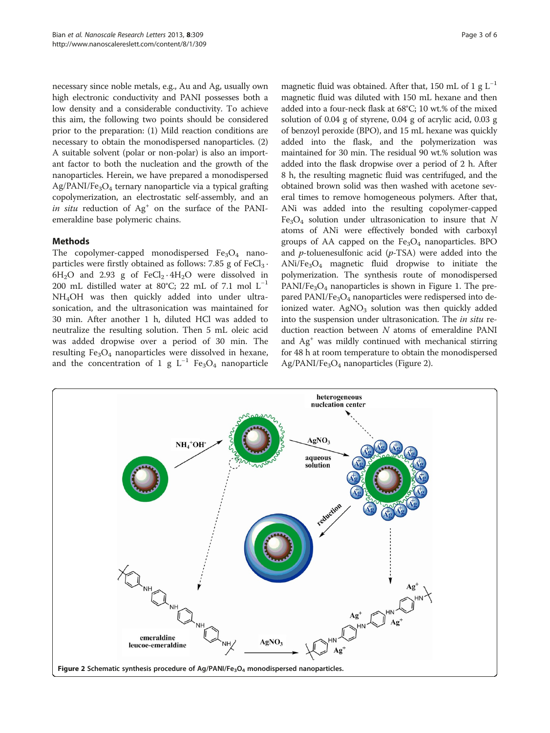necessary since noble metals, e.g., Au and Ag, usually own high electronic conductivity and PANI possesses both a low density and a considerable conductivity. To achieve this aim, the following two points should be considered prior to the preparation: (1) Mild reaction conditions are necessary to obtain the monodispersed nanoparticles. (2) A suitable solvent (polar or non-polar) is also an important factor to both the nucleation and the growth of the nanoparticles. Herein, we have prepared a monodispersed $Ag/PANI/Fe_3O_4$ ternary nanoparticle via a typical grafting copolymerization, an electrostatic self-assembly, and an *in situ* reduction of $Ag^+$ on the surface of the PANI-emeraldine base polymeric chains.

## Methods

The copolymer-capped monodispersed $Fe_3O_4$ nanoparticles were firstly obtained as follows: 7.85 g of $FeCl_3 \cdot 6H_2O$ and 2.93 g of $FeCl_2 \cdot 4H_2O$ were dissolved in 200 mL distilled water at 80°C; 22 mL of 7.1 mol $L^{-1}$ $NH_4OH$ was then quickly added into under ultrasonication, and the ultrasonication was maintained for 30 min. After another 1 h, diluted HCl was added to neutralize the resulting solution. Then 5 mL oleic acid was added dropwise over a period of 30 min. The resulting $Fe_3O_4$ nanoparticles were dissolved in hexane, and the concentration of 1 g $L^{-1}$ $Fe_3O_4$ nanoparticle magnetic fluid was obtained. After that, 150 mL of 1 g $L^{-1}$ magnetic fluid was diluted with 150 mL hexane and then added into a four-neck flask at 68°C; 10 wt.% of the mixed solution of 0.04 g of styrene, 0.04 g of acrylic acid, 0.03 g of benzoyl peroxide (BPO), and 15 mL hexane was quickly added into the flask, and the polymerization was maintained for 30 min. The residual 90 wt.% solution was added into the flask dropwise over a period of 2 h. After 8 h, the resulting magnetic fluid was centrifuged, and the obtained brown solid was then washed with acetone several times to remove homogeneous polymers. After that, ANi was added into the resulting copolymer-capped $Fe_3O_4$ solution under ultrasonication to insure that *N* atoms of ANi were effectively bonded with carboxyl groups of AA capped on the $Fe_3O_4$ nanoparticles. BPO and *p*-toluenesulfonic acid (*p*-TSA) were added into the $ANi/Fe_3O_4$ magnetic fluid dropwise to initiate the polymerization. The synthesis route of monodispersed $PANI/Fe_3O_4$ nanoparticles is shown in Figure 1. The prepared $PANI/Fe_3O_4$ nanoparticles were redispersed into deionized water. $AgNO_3$ solution was then quickly added into the suspension under ultrasonication. The *in situ* reduction reaction between *N* atoms of emeraldine PANI and $Ag^+$ was mildly continued with mechanical stirring for 48 h at room temperature to obtain the monodispersed $Ag/PANI/Fe_3O_4$ nanoparticles (Figure 2).

**Figure 2** Schematic synthesis procedure of $Ag/PANI/Fe_3O_4$ monodispersed nanoparticles.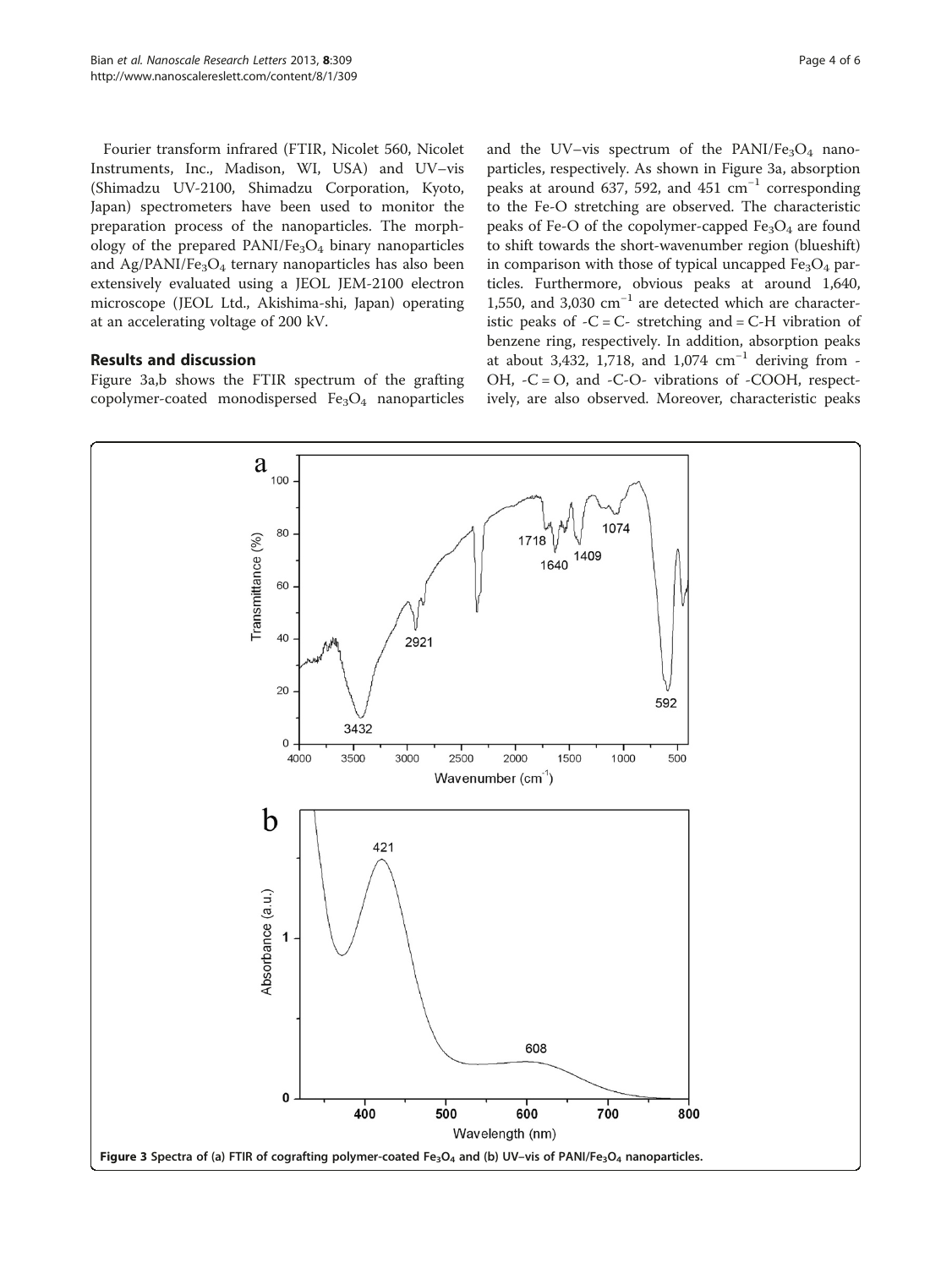Fourier transform infrared (FTIR, Nicolet 560, Nicolet Instruments, Inc., Madison, WI, USA) and UV–vis (Shimadzu UV-2100, Shimadzu Corporation, Kyoto, Japan) spectrometers have been used to monitor the preparation process of the nanoparticles. The morphology of the prepared PANI/$Fe_3O_4$ binary nanoparticles and Ag/PANI/$Fe_3O_4$ ternary nanoparticles has also been extensively evaluated using a JEOL JEM-2100 electron microscope (JEOL Ltd., Akishima-shi, Japan) operating at an accelerating voltage of 200 kV.

## Results and discussion

Figure 3a,b shows the FTIR spectrum of the grafting copolymer-coated monodispersed $Fe_3O_4$ nanoparticles and the UV–vis spectrum of the PANI/$Fe_3O_4$ nanoparticles, respectively. As shown in Figure 3a, absorption peaks at around 637, 592, and 451 $cm^{-1}$ corresponding to the Fe-O stretching are observed. The characteristic peaks of Fe-O of the copolymer-capped $Fe_3O_4$ are found to shift towards the short-wavenumber region (blueshift) in comparison with those of typical uncapped $Fe_3O_4$ particles. Furthermore, obvious peaks at around 1,640, 1,550, and 3,030 $cm^{-1}$ are detected which are characteristic peaks of -C = C- stretching and = C-H vibration of benzene ring, respectively. In addition, absorption peaks at about 3,432, 1,718, and 1,074 $cm^{-1}$ deriving from -OH, -C = O, and -C-O- vibrations of -COOH, respectively, are also observed. Moreover, characteristic peaks

**Figure 3** Spectra of (a) FTIR of cografting polymer-coated $Fe_3O_4$ and (b) UV–vis of PANI/$Fe_3O_4$ nanoparticles.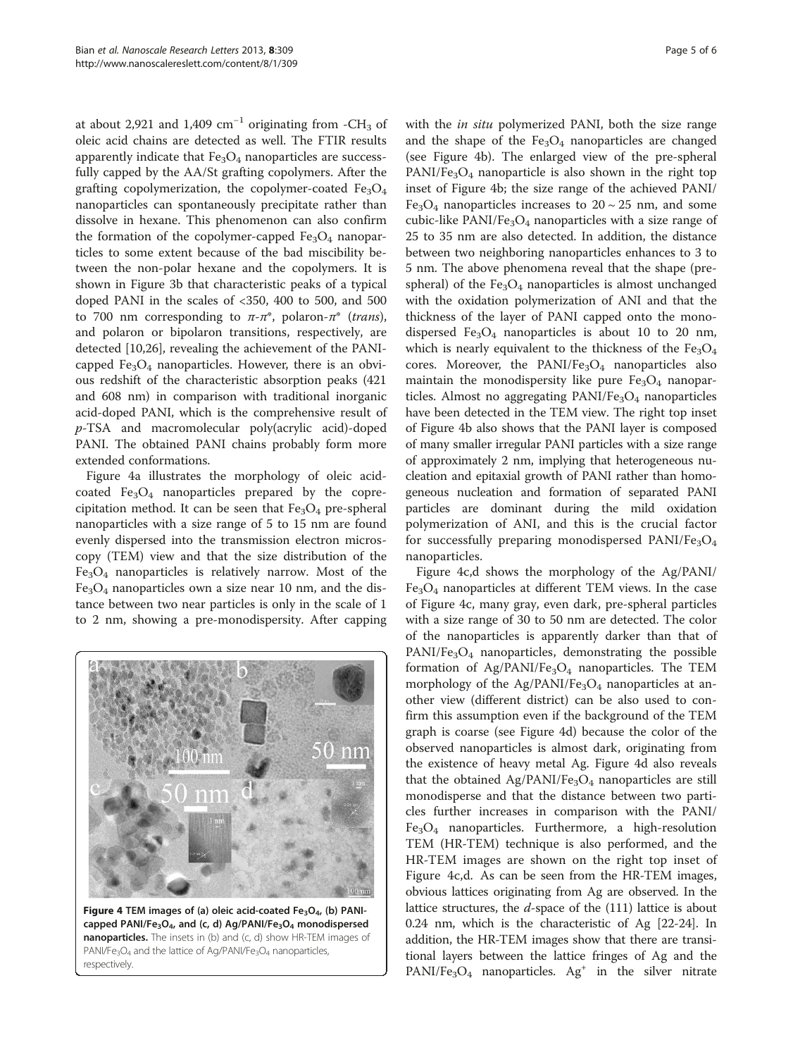at about 2,921 and 1,409 $cm^{-1}$ originating from $-CH_3$ of oleic acid chains are detected as well. The FTIR results apparently indicate that $Fe_3O_4$ nanoparticles are successfully capped by the AA/St grafting copolymers. After the grafting copolymerization, the copolymer-coated $Fe_3O_4$ nanoparticles can spontaneously precipitate rather than dissolve in hexane. This phenomenon can also confirm the formation of the copolymer-capped $Fe_3O_4$ nanoparticles to some extent because of the bad miscibility between the non-polar hexane and the copolymers. It is shown in Figure 3b that characteristic peaks of a typical doped PANI in the scales of <350, 400 to 500, and 500 to 700 nm corresponding to $\pi$-$\pi^*$, polaron-$\pi^*$ (*trans*), and polaron or bipolaron transitions, respectively, are detected [10,26], revealing the achievement of the PANI-capped $Fe_3O_4$ nanoparticles. However, there is an obvious redshift of the characteristic absorption peaks (421 and 608 nm) in comparison with traditional inorganic acid-doped PANI, which is the comprehensive result of *p*-TSA and macromolecular poly(acrylic acid)-doped PANI. The obtained PANI chains probably form more extended conformations.

Figure 4a illustrates the morphology of oleic acid-coated $Fe_3O_4$ nanoparticles prepared by the coprecipitation method. It can be seen that $Fe_3O_4$ pre-spheral nanoparticles with a size range of 5 to 15 nm are found evenly dispersed into the transmission electron microscopy (TEM) view and that the size distribution of the $Fe_3O_4$ nanoparticles is relatively narrow. Most of the $Fe_3O_4$ nanoparticles own a size near 10 nm, and the distance between two near particles is only in the scale of 1 to 2 nm, showing a pre-monodispersity. After capping with the *in situ* polymerized PANI, both the size range and the shape of the $Fe_3O_4$ nanoparticles are changed (see Figure 4b). The enlarged view of the pre-spherical PANI/$Fe_3O_4$ nanoparticle is also shown in the right top inset of Figure 4b; the size range of the achieved PANI/$Fe_3O_4$ nanoparticles increases to 20 ~ 25 nm, and some cubic-like PANI/$Fe_3O_4$ nanoparticles with a size range of 25 to 35 nm are also detected. In addition, the distance between two neighboring nanoparticles enhances to 3 to 5 nm. The above phenomena reveal that the shape (pre-spheral) of the $Fe_3O_4$ nanoparticles is almost unchanged with the oxidation polymerization of ANI and that the thickness of the layer of PANI capped onto the monodispersed $Fe_3O_4$ nanoparticles is about 10 to 20 nm, which is nearly equivalent to the thickness of the $Fe_3O_4$ cores. Moreover, the PANI/$Fe_3O_4$ nanoparticles also maintain the monodispersity like pure $Fe_3O_4$ nanoparticles. Almost no aggregating PANI/$Fe_3O_4$ nanoparticles have been detected in the TEM view. The right top inset of Figure 4b also shows that the PANI layer is composed of many smaller irregular PANI particles with a size range of approximately 2 nm, implying that heterogeneous nucleation and epitaxial growth of PANI rather than homogeneous nucleation and formation of separated PANI particles are dominant during the mild oxidation polymerization of ANI, and this is the crucial factor for successfully preparing monodispersed PANI/$Fe_3O_4$ nanoparticles.

**Figure 4 TEM images of (a) oleic acid-coated $Fe_3O_4$, (b) PANI-capped PANI/$Fe_3O_4$, and (c, d) Ag/PANI/$Fe_3O_4$ monodispersed nanoparticles.** The insets in (b) and (c, d) show HR-TEM images of PANI/$Fe_3O_4$ and the lattice of Ag/PANI/$Fe_3O_4$ nanoparticles, respectively.

Figure 4c,d shows the morphology of the Ag/PANI/$Fe_3O_4$ nanoparticles at different TEM views. In the case of Figure 4c, many gray, even dark, pre-spheral particles with a size range of 30 to 50 nm are detected. The color of the nanoparticles is apparently darker than that of PANI/$Fe_3O_4$ nanoparticles, demonstrating the possible formation of Ag/PANI/$Fe_3O_4$ nanoparticles. The TEM morphology of the Ag/PANI/$Fe_3O_4$ nanoparticles at another view (different district) can be also used to confirm this assumption even if the background of the TEM graph is coarse (see Figure 4d) because the color of the observed nanoparticles is almost dark, originating from the existence of heavy metal Ag. Figure 4d also reveals that the obtained Ag/PANI/$Fe_3O_4$ nanoparticles are still monodisperse and that the distance between two particles further increases in comparison with the PANI/$Fe_3O_4$ nanoparticles. Furthermore, a high-resolution TEM (HR-TEM) technique is also performed, and the HR-TEM images are shown on the right top inset of Figure 4c,d. As can be seen from the HR-TEM images, obvious lattices originating from Ag are observed. In the lattice structures, the *d*-space of the (111) lattice is about 0.24 nm, which is the characteristic of Ag [22-24]. In addition, the HR-TEM images show that there are transitional layers between the lattice fringes of Ag and the PANI/$Fe_3O_4$ nanoparticles. $Ag^+$ in the silver nitrate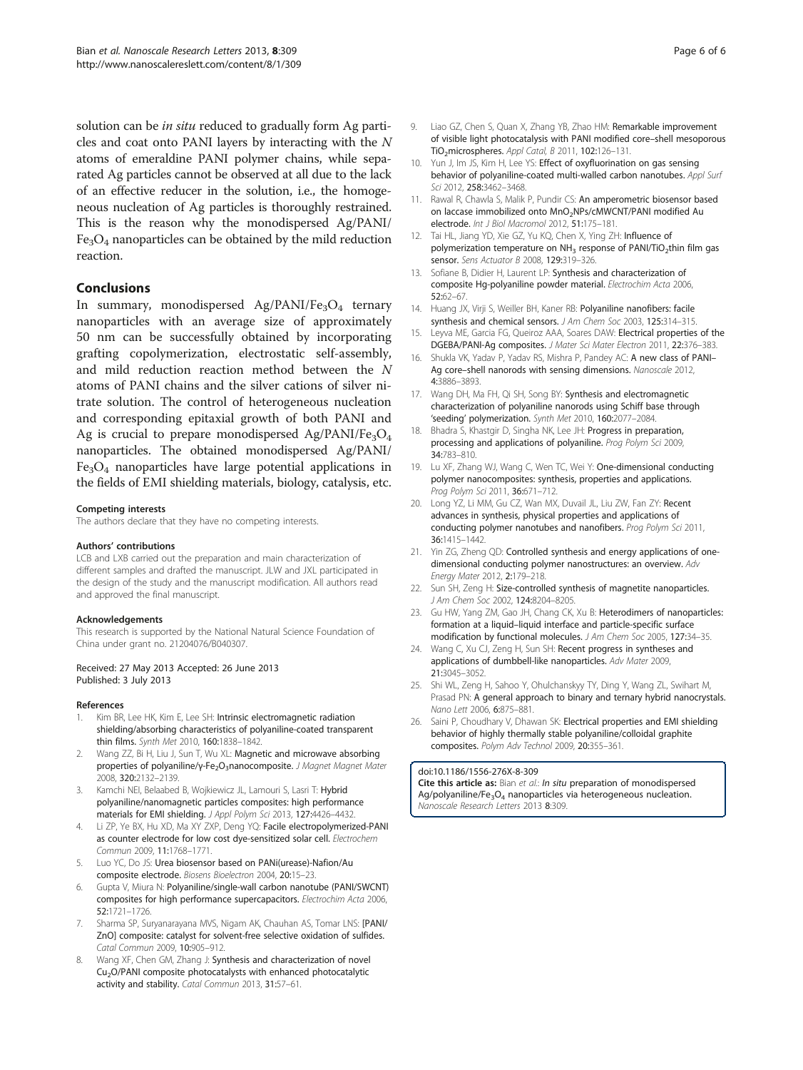solution can be *in situ* reduced to gradually form Ag particles and coat onto PANI layers by interacting with the *N* atoms of emeraldine PANI polymer chains, while separated Ag particles cannot be observed at all due to the lack of an effective reducer in the solution, i.e., the homogeneous nucleation of Ag particles is thoroughly restrained. This is the reason why the monodispersed Ag/PANI/$Fe_3O_4$ nanoparticles can be obtained by the mild reduction reaction.

## Conclusions

In summary, monodispersed Ag/PANI/$Fe_3O_4$ ternary nanoparticles with an average size of approximately 50 nm can be successfully obtained by incorporating grafting copolymerization, electrostatic self-assembly, and mild reduction reaction method between the *N* atoms of PANI chains and the silver cations of silver nitrate solution. The control of heterogeneous nucleation and corresponding epitaxial growth of both PANI and Ag is crucial to prepare monodispersed Ag/PANI/$Fe_3O_4$ nanoparticles. The obtained monodispersed Ag/PANI/$Fe_3O_4$ nanoparticles have large potential applications in the fields of EMI shielding materials, biology, catalysis, etc.

#### Competing interests

The authors declare that they have no competing interests.

#### Authors' contributions

LCB and LXB carried out the preparation and main characterization of different samples and drafted the manuscript. JLW and JXL participated in the design of the study and the manuscript modification. All authors read and approved the final manuscript.

#### Acknowledgements

This research is supported by the National Natural Science Foundation of China under grant no. 21204076/B040307.

Received: 27 May 2013 Accepted: 26 June 2013
Published: 3 July 2013

#### References

1. Kim BR, Lee HK, Kim E, Lee SH: **Intrinsic electromagnetic radiation shielding/absorbing characteristics of polyaniline-coated transparent thin films.** *Synth Met* 2010, **160:**1838–1842.
2. Wang ZZ, Bi H, Liu J, Sun T, Wu XL: **Magnetic and microwave absorbing properties of polyaniline/γ-$Fe_2O_3$nanocomposite.** *J Magnet Magnet Mater* 2008, **320:**2132–2139.
3. Kamchi NEl, Belaabed B, Wojkiewicz JL, Lamouri S, Lasri T: **Hybrid polyaniline/nanomagnetic particles composites: high performance materials for EMI shielding.** *J Appl Polym Sci* 2013, **127:**4426–4432.
4. Li ZP, Ye BX, Hu XD, Ma XY ZXP, Deng YQ: **Facile electropolymerized-PANI as counter electrode for low cost dye-sensitized solar cell.** *Electrochem Commun* 2009, **11:**1768–1771.
5. Luo YC, Do JS: **Urea biosensor based on PANi(urease)-Nafion/Au composite electrode.** *Biosens Bioelectron* 2004, **20:**15–23.
6. Gupta V, Miura N: **Polyaniline/single-wall carbon nanotube (PANI/SWCNT) composites for high performance supercapacitors.** *Electrochim Acta* 2006, **52:**1721–1726.
7. Sharma SP, Suryanarayana MVS, Nigam AK, Chauhan AS, Tomar LNS: **[PANI/ZnO] composite: catalyst for solvent-free selective oxidation of sulfides.** *Catal Commun* 2009, **10:**905–912.
8. Wang XF, Chen GM, Zhang J: **Synthesis and characterization of novel $Cu_2O$/PANI composite photocatalysts with enhanced photocatalytic activity and stability.** *Catal Commun* 2013, **31:**57–61.
9. Liao GZ, Chen S, Quan X, Zhang YB, Zhao HM: **Remarkable improvement of visible light photocatalysis with PANI modified core–shell mesoporous $TiO_2$microspheres.** *Appl Catal, B* 2011, **102:**126–131.
10. Yun J, Im JS, Kim H, Lee YS: **Effect of oxyfluorination on gas sensing behavior of polyaniline-coated multi-walled carbon nanotubes.** *Appl Surf Sci* 2012, **258:**3462–3468.
11. Rawal R, Chawla S, Malik P, Pundir CS: **An amperometric biosensor based on laccase immobilized onto $MnO_2$NPs/cMWCNT/PANI modified Au electrode.** *Int J Biol Macromol* 2012, **51:**175–181.
12. Tai HL, Jiang YD, Xie GZ, Yu KQ, Chen X, Ying ZH: **Influence of polymerization temperature on $NH_3$ response of PANI/$TiO_2$thin film gas sensor.** *Sens Actuator B* 2008, **129:**319–326.
13. Sofiane B, Didier H, Laurent LP: **Synthesis and characterization of composite Hg-polyaniline powder material.** *Electrochim Acta* 2006, **52:**62–67.
14. Huang JX, Virji S, Weiller BH, Kaner RB: **Polyaniline nanofibers: facile synthesis and chemical sensors.** *J Am Chem Soc* 2003, **125:**314–315.
15. Leyva ME, Garcia FG, Queiroz AAA, Soares DAW: **Electrical properties of the DGEBA/PANI-Ag composites.** *J Mater Sci Mater Electron* 2011, **22:**376–383.
16. Shukla VK, Yadav P, Yadav RS, Mishra P, Pandey AC: **A new class of PANI–Ag core–shell nanorods with sensing dimensions.** *Nanoscale* 2012, **4:**3886–3893.
17. Wang DH, Ma FH, Qi SH, Song BY: **Synthesis and electromagnetic characterization of polyaniline nanorods using Schiff base through 'seeding' polymerization.** *Synth Met* 2010, **160:**2077–2084.
18. Bhadra S, Khastgir D, Singha NK, Lee JH: **Progress in preparation, processing and applications of polyaniline.** *Prog Polym Sci* 2009, **34:**783–810.
19. Lu XF, Zhang WJ, Wang C, Wen TC, Wei Y: **One-dimensional conducting polymer nanocomposites: synthesis, properties and applications.** *Prog Polym Sci* 2011, **36:**671–712.
20. Long YZ, Li MM, Gu CZ, Wan MX, Duvail JL, Liu ZW, Fan ZY: **Recent advances in synthesis, physical properties and applications of conducting polymer nanotubes and nanofibers.** *Prog Polym Sci* 2011, **36:**1415–1442.
21. Yin ZG, Zheng QD: **Controlled synthesis and energy applications of one-dimensional conducting polymer nanostructures: an overview.** *Adv Energy Mater* 2012, **2:**179–218.
22. Sun SH, Zeng H: **Size-controlled synthesis of magnetite nanoparticles.** *J Am Chem Soc* 2002, **124:**8204–8205.
23. Gu HW, Yang ZM, Gao JH, Chang CK, Xu B: **Heterodimers of nanoparticles: formation at a liquid–liquid interface and particle-specific surface modification by functional molecules.** *J Am Chem Soc* 2005, **127:**34–35.
24. Wang C, Xu CJ, Zeng H, Sun SH: **Recent progress in syntheses and applications of dumbbell-like nanoparticles.** *Adv Mater* 2009, **21:**3045–3052.
25. Shi WL, Zeng H, Sahoo Y, Ohulchanskyy TY, Ding Y, Wang ZL, Swihart M, Prasad PN: **A general approach to binary and ternary hybrid nanocrystals.** *Nano Lett* 2006, **6:**875–881.
26. Saini P, Choudhary V, Dhawan SK: **Electrical properties and EMI shielding behavior of highly thermally stable polyaniline/colloidal graphite composites.** *Polym Adv Technol* 2009, **20:**355–361.

doi:10.1186/1556-276X-8-309

**Cite this article as:** Bian *et al.*: *In situ* preparation of monodispersed Ag/polyaniline/$Fe_3O_4$ nanoparticles via heterogeneous nucleation. *Nanoscale Research Letters* 2013 **8**:309.